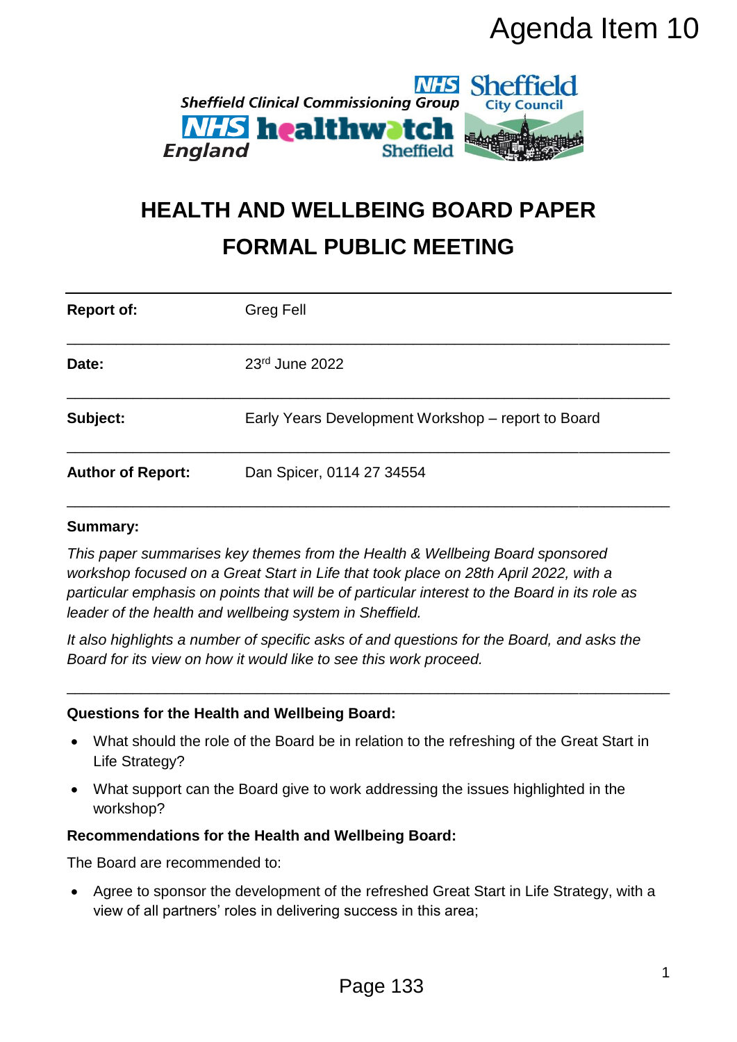Agenda Item 10

Sheffield Clinical Commissioning Group | Sheffield City Council | NHS England | healthwatch Sheffield

# HEALTH AND WELLBEING BOARD PAPER
# FORMAL PUBLIC MEETING

| | |
|---|---|
| **Report of:** | Greg Fell |
| **Date:** | 23rd June 2022 |
| **Subject:** | Early Years Development Workshop – report to Board |
| **Author of Report:** | Dan Spicer, 0114 27 34554 |

**Summary:**

*This paper summarises key themes from the Health & Wellbeing Board sponsored workshop focused on a Great Start in Life that took place on 28th April 2022, with a particular emphasis on points that will be of particular interest to the Board in its role as leader of the health and wellbeing system in Sheffield.*

*It also highlights a number of specific asks of and questions for the Board, and asks the Board for its view on how it would like to see this work proceed.*

**Questions for the Health and Wellbeing Board:**

- What should the role of the Board be in relation to the refreshing of the Great Start in Life Strategy?
- What support can the Board give to work addressing the issues highlighted in the workshop?

**Recommendations for the Health and Wellbeing Board:**

The Board are recommended to:

- Agree to sponsor the development of the refreshed Great Start in Life Strategy, with a view of all partners' roles in delivering success in this area;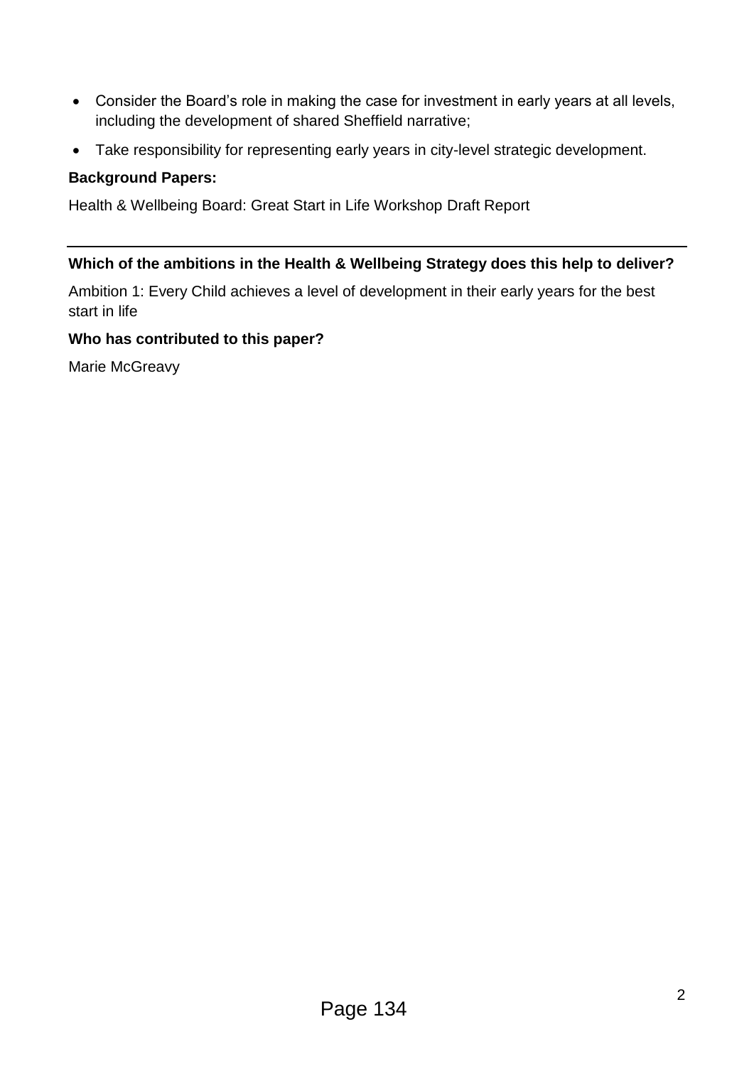- Consider the Board's role in making the case for investment in early years at all levels, including the development of shared Sheffield narrative;
- Take responsibility for representing early years in city-level strategic development.

**Background Papers:**

Health & Wellbeing Board: Great Start in Life Workshop Draft Report

---

**Which of the ambitions in the Health & Wellbeing Strategy does this help to deliver?**

Ambition 1: Every Child achieves a level of development in their early years for the best start in life

**Who has contributed to this paper?**

Marie McGreavy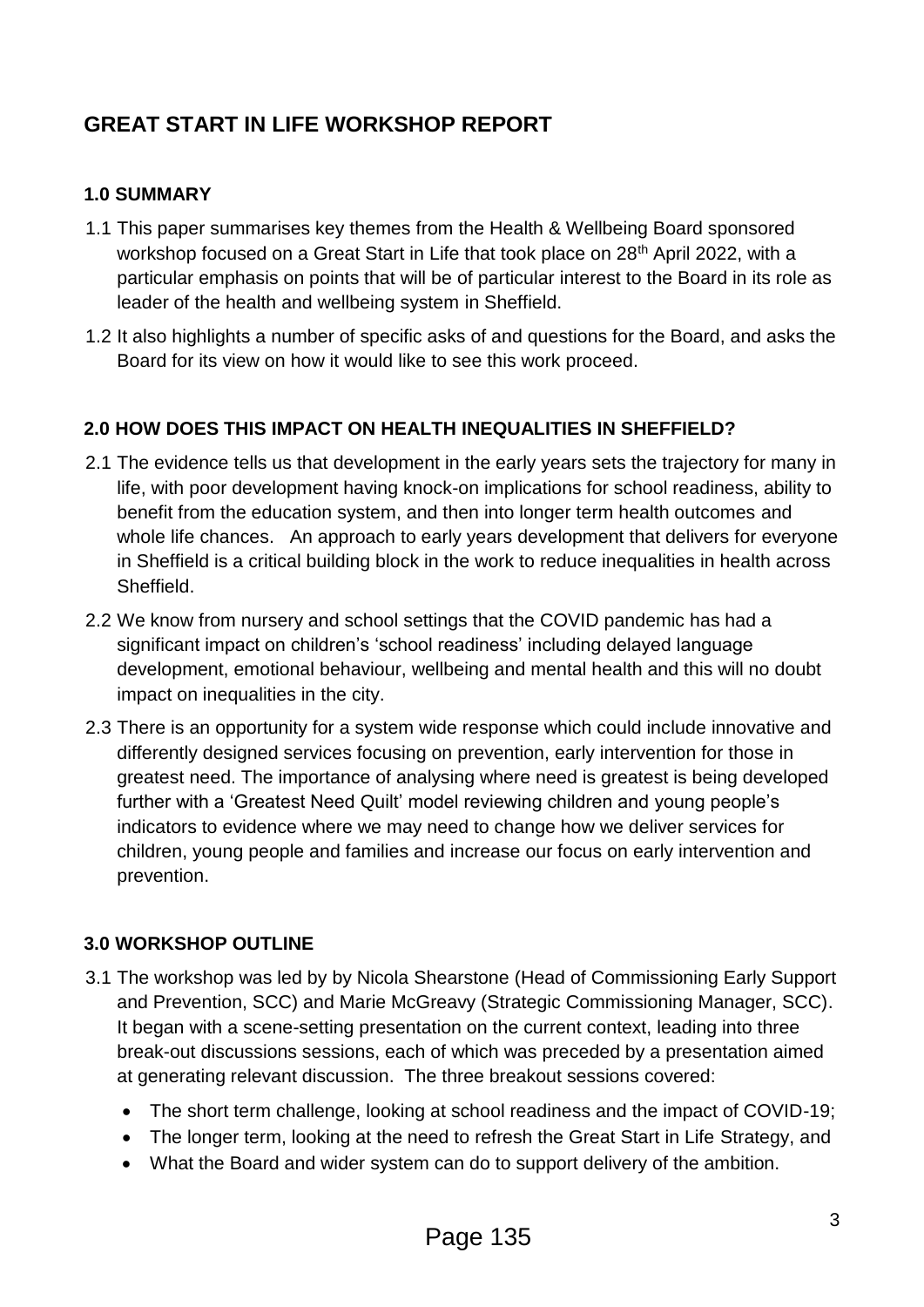# GREAT START IN LIFE WORKSHOP REPORT

## 1.0 SUMMARY

1.1 This paper summarises key themes from the Health & Wellbeing Board sponsored workshop focused on a Great Start in Life that took place on 28th April 2022, with a particular emphasis on points that will be of particular interest to the Board in its role as leader of the health and wellbeing system in Sheffield.

1.2 It also highlights a number of specific asks of and questions for the Board, and asks the Board for its view on how it would like to see this work proceed.

## 2.0 HOW DOES THIS IMPACT ON HEALTH INEQUALITIES IN SHEFFIELD?

2.1 The evidence tells us that development in the early years sets the trajectory for many in life, with poor development having knock-on implications for school readiness, ability to benefit from the education system, and then into longer term health outcomes and whole life chances. An approach to early years development that delivers for everyone in Sheffield is a critical building block in the work to reduce inequalities in health across Sheffield.

2.2 We know from nursery and school settings that the COVID pandemic has had a significant impact on children's 'school readiness' including delayed language development, emotional behaviour, wellbeing and mental health and this will no doubt impact on inequalities in the city.

2.3 There is an opportunity for a system wide response which could include innovative and differently designed services focusing on prevention, early intervention for those in greatest need. The importance of analysing where need is greatest is being developed further with a 'Greatest Need Quilt' model reviewing children and young people's indicators to evidence where we may need to change how we deliver services for children, young people and families and increase our focus on early intervention and prevention.

## 3.0 WORKSHOP OUTLINE

3.1 The workshop was led by by Nicola Shearstone (Head of Commissioning Early Support and Prevention, SCC) and Marie McGreavy (Strategic Commissioning Manager, SCC). It began with a scene-setting presentation on the current context, leading into three break-out discussions sessions, each of which was preceded by a presentation aimed at generating relevant discussion. The three breakout sessions covered:

- The short term challenge, looking at school readiness and the impact of COVID-19;
- The longer term, looking at the need to refresh the Great Start in Life Strategy, and
- What the Board and wider system can do to support delivery of the ambition.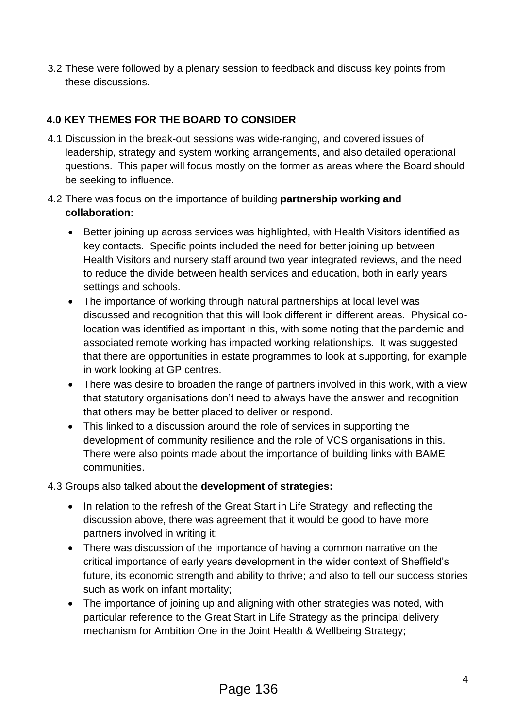3.2 These were followed by a plenary session to feedback and discuss key points from these discussions.

## 4.0 KEY THEMES FOR THE BOARD TO CONSIDER

4.1 Discussion in the break-out sessions was wide-ranging, and covered issues of leadership, strategy and system working arrangements, and also detailed operational questions. This paper will focus mostly on the former as areas where the Board should be seeking to influence.

4.2 There was focus on the importance of building **partnership working and collaboration:**

- Better joining up across services was highlighted, with Health Visitors identified as key contacts. Specific points included the need for better joining up between Health Visitors and nursery staff around two year integrated reviews, and the need to reduce the divide between health services and education, both in early years settings and schools.
- The importance of working through natural partnerships at local level was discussed and recognition that this will look different in different areas. Physical co-location was identified as important in this, with some noting that the pandemic and associated remote working has impacted working relationships. It was suggested that there are opportunities in estate programmes to look at supporting, for example in work looking at GP centres.
- There was desire to broaden the range of partners involved in this work, with a view that statutory organisations don't need to always have the answer and recognition that others may be better placed to deliver or respond.
- This linked to a discussion around the role of services in supporting the development of community resilience and the role of VCS organisations in this. There were also points made about the importance of building links with BAME communities.

4.3 Groups also talked about the **development of strategies:**

- In relation to the refresh of the Great Start in Life Strategy, and reflecting the discussion above, there was agreement that it would be good to have more partners involved in writing it;
- There was discussion of the importance of having a common narrative on the critical importance of early years development in the wider context of Sheffield's future, its economic strength and ability to thrive; and also to tell our success stories such as work on infant mortality;
- The importance of joining up and aligning with other strategies was noted, with particular reference to the Great Start in Life Strategy as the principal delivery mechanism for Ambition One in the Joint Health & Wellbeing Strategy;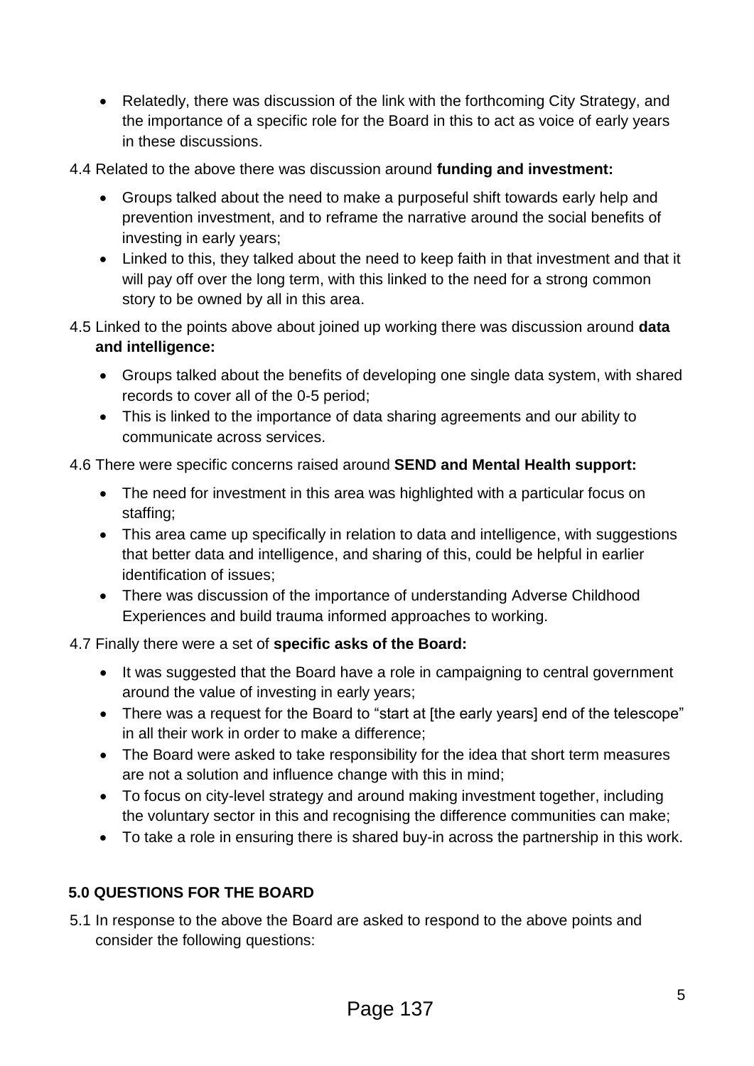- Relatedly, there was discussion of the link with the forthcoming City Strategy, and the importance of a specific role for the Board in this to act as voice of early years in these discussions.

4.4 Related to the above there was discussion around **funding and investment:**

- Groups talked about the need to make a purposeful shift towards early help and prevention investment, and to reframe the narrative around the social benefits of investing in early years;
- Linked to this, they talked about the need to keep faith in that investment and that it will pay off over the long term, with this linked to the need for a strong common story to be owned by all in this area.

4.5 Linked to the points above about joined up working there was discussion around **data and intelligence:**

- Groups talked about the benefits of developing one single data system, with shared records to cover all of the 0-5 period;
- This is linked to the importance of data sharing agreements and our ability to communicate across services.

4.6 There were specific concerns raised around **SEND and Mental Health support:**

- The need for investment in this area was highlighted with a particular focus on staffing;
- This area came up specifically in relation to data and intelligence, with suggestions that better data and intelligence, and sharing of this, could be helpful in earlier identification of issues;
- There was discussion of the importance of understanding Adverse Childhood Experiences and build trauma informed approaches to working.

4.7 Finally there were a set of **specific asks of the Board:**

- It was suggested that the Board have a role in campaigning to central government around the value of investing in early years;
- There was a request for the Board to "start at [the early years] end of the telescope" in all their work in order to make a difference;
- The Board were asked to take responsibility for the idea that short term measures are not a solution and influence change with this in mind;
- To focus on city-level strategy and around making investment together, including the voluntary sector in this and recognising the difference communities can make;
- To take a role in ensuring there is shared buy-in across the partnership in this work.

## 5.0 QUESTIONS FOR THE BOARD

5.1 In response to the above the Board are asked to respond to the above points and consider the following questions: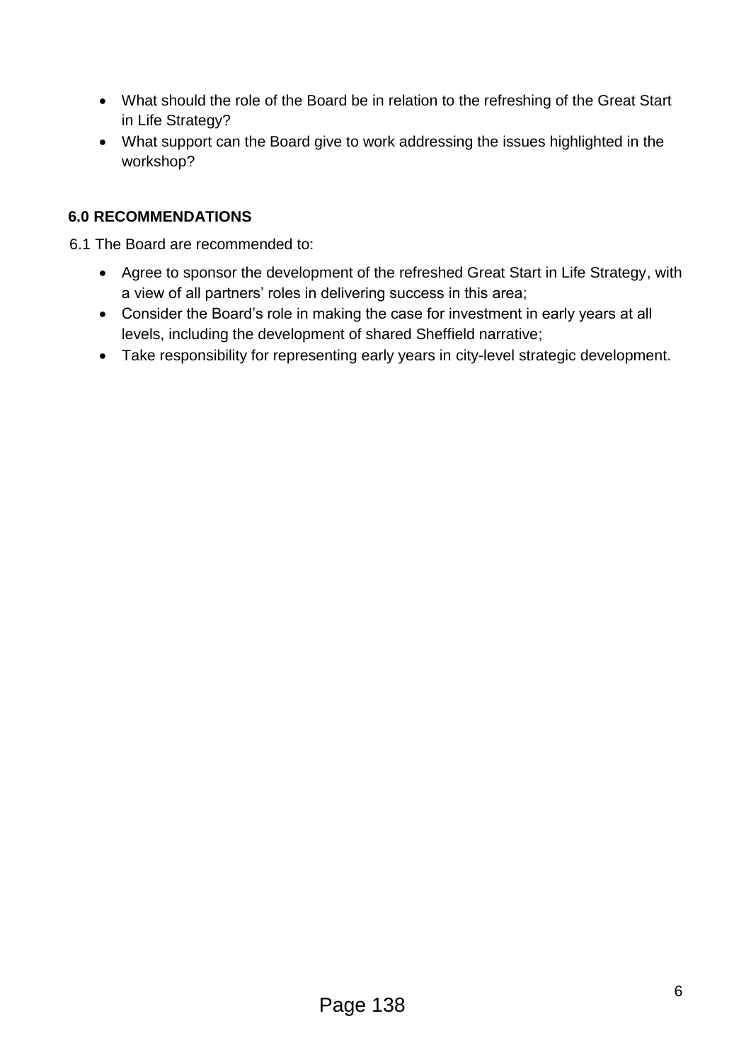- What should the role of the Board be in relation to the refreshing of the Great Start in Life Strategy?
- What support can the Board give to work addressing the issues highlighted in the workshop?

## 6.0 RECOMMENDATIONS

6.1 The Board are recommended to:

- Agree to sponsor the development of the refreshed Great Start in Life Strategy, with a view of all partners' roles in delivering success in this area;
- Consider the Board's role in making the case for investment in early years at all levels, including the development of shared Sheffield narrative;
- Take responsibility for representing early years in city-level strategic development.